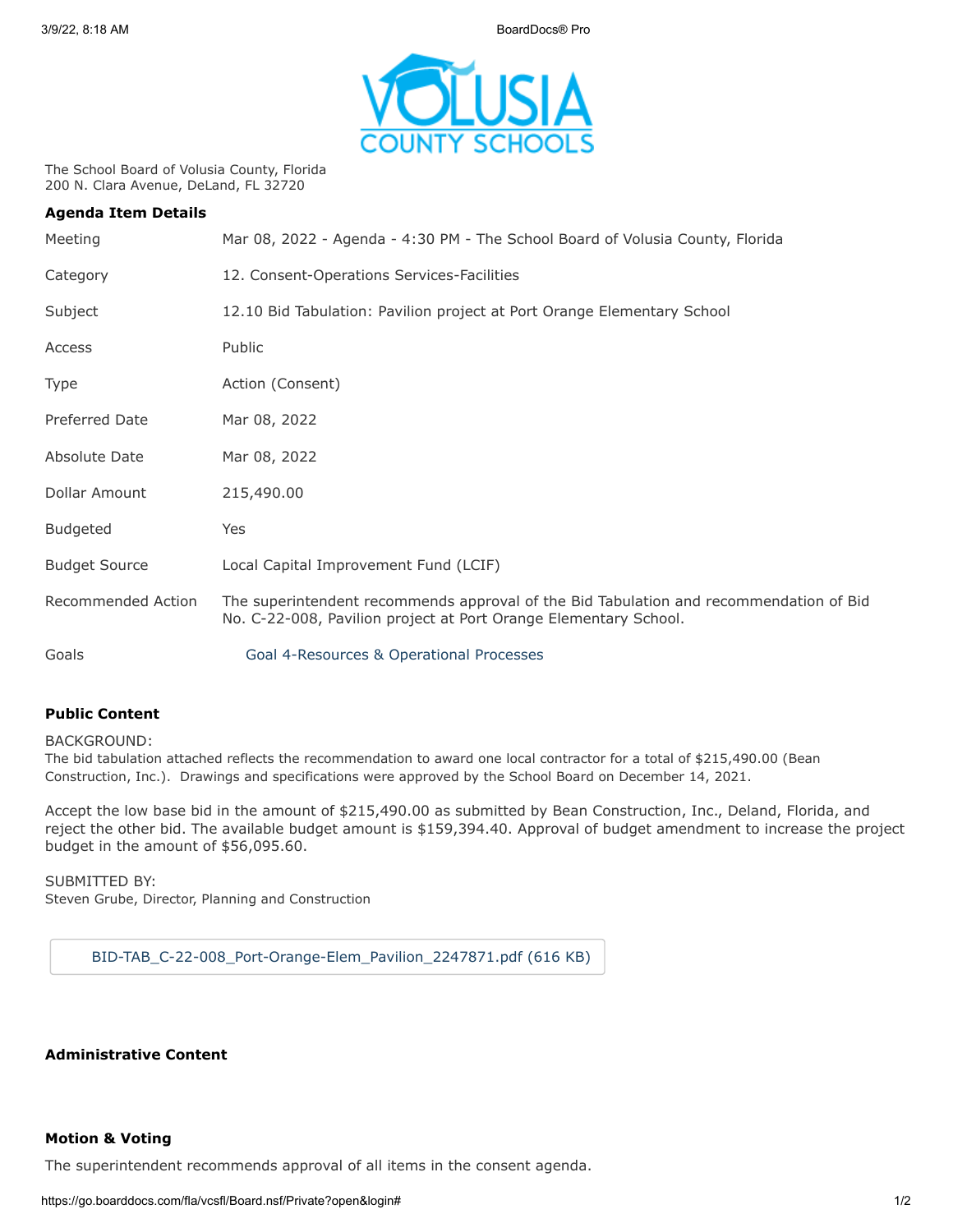The School Board of Volusia County, Florida
200 N. Clara Avenue, DeLand, FL 32720

**Agenda Item Details**

| | |
|---|---|
| Meeting | Mar 08, 2022 - Agenda - 4:30 PM - The School Board of Volusia County, Florida |
| Category | 12. Consent-Operations Services-Facilities |
| Subject | 12.10 Bid Tabulation: Pavilion project at Port Orange Elementary School |
| Access | Public |
| Type | Action (Consent) |
| Preferred Date | Mar 08, 2022 |
| Absolute Date | Mar 08, 2022 |
| Dollar Amount | 215,490.00 |
| Budgeted | Yes |
| Budget Source | Local Capital Improvement Fund (LCIF) |
| Recommended Action | The superintendent recommends approval of the Bid Tabulation and recommendation of Bid No. C-22-008, Pavilion project at Port Orange Elementary School. |
| Goals | Goal 4-Resources & Operational Processes |

**Public Content**

BACKGROUND:
The bid tabulation attached reflects the recommendation to award one local contractor for a total of $215,490.00 (Bean Construction, Inc.). Drawings and specifications were approved by the School Board on December 14, 2021.

Accept the low base bid in the amount of $215,490.00 as submitted by Bean Construction, Inc., Deland, Florida, and reject the other bid. The available budget amount is $159,394.40. Approval of budget amendment to increase the project budget in the amount of $56,095.60.

SUBMITTED BY:
Steven Grube, Director, Planning and Construction

BID-TAB_C-22-008_Port-Orange-Elem_Pavilion_2247871.pdf (616 KB)

**Administrative Content**

**Motion & Voting**

The superintendent recommends approval of all items in the consent agenda.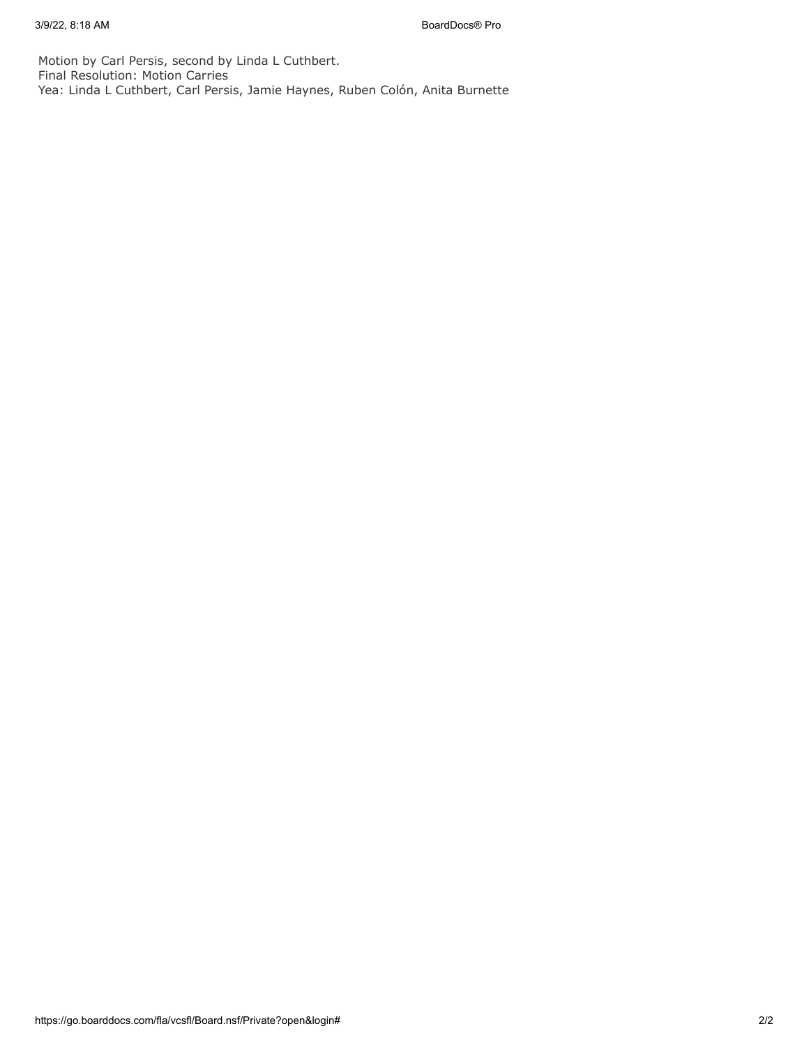Motion by Carl Persis, second by Linda L Cuthbert.
Final Resolution: Motion Carries
Yea: Linda L Cuthbert, Carl Persis, Jamie Haynes, Ruben Colón, Anita Burnette